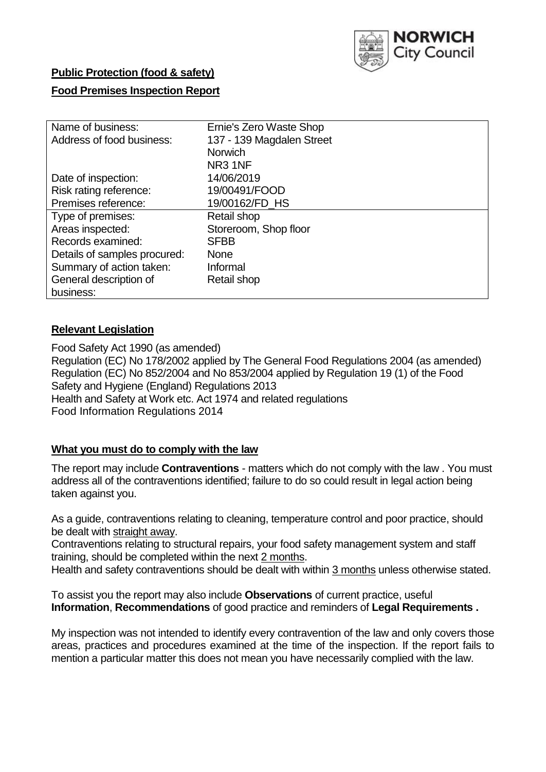**Public Protection (food & safety)**

**Food Premises Inspection Report**

| Name of business: | Ernie's Zero Waste Shop |
|---|---|
| Address of food business: | 137 - 139 Magdalen Street<br>Norwich<br>NR3 1NF |
| Date of inspection: | 14/06/2019 |
| Risk rating reference: | 19/00491/FOOD |
| Premises reference: | 19/00162/FD_HS |
| Type of premises: | Retail shop |
| Areas inspected: | Storeroom, Shop floor |
| Records examined: | SFBB |
| Details of samples procured: | None |
| Summary of action taken: | Informal |
| General description of business: | Retail shop |

## **Relevant Legislation**

Food Safety Act 1990 (as amended)
Regulation (EC) No 178/2002 applied by The General Food Regulations 2004 (as amended)
Regulation (EC) No 852/2004 and No 853/2004 applied by Regulation 19 (1) of the Food Safety and Hygiene (England) Regulations 2013
Health and Safety at Work etc. Act 1974 and related regulations
Food Information Regulations 2014

## **What you must do to comply with the law**

The report may include **Contraventions** - matters which do not comply with the law . You must address all of the contraventions identified; failure to do so could result in legal action being taken against you.

As a guide, contraventions relating to cleaning, temperature control and poor practice, should be dealt with straight away.
Contraventions relating to structural repairs, your food safety management system and staff training, should be completed within the next 2 months.
Health and safety contraventions should be dealt with within 3 months unless otherwise stated.

To assist you the report may also include **Observations** of current practice, useful **Information**, **Recommendations** of good practice and reminders of **Legal Requirements .**

My inspection was not intended to identify every contravention of the law and only covers those areas, practices and procedures examined at the time of the inspection. If the report fails to mention a particular matter this does not mean you have necessarily complied with the law.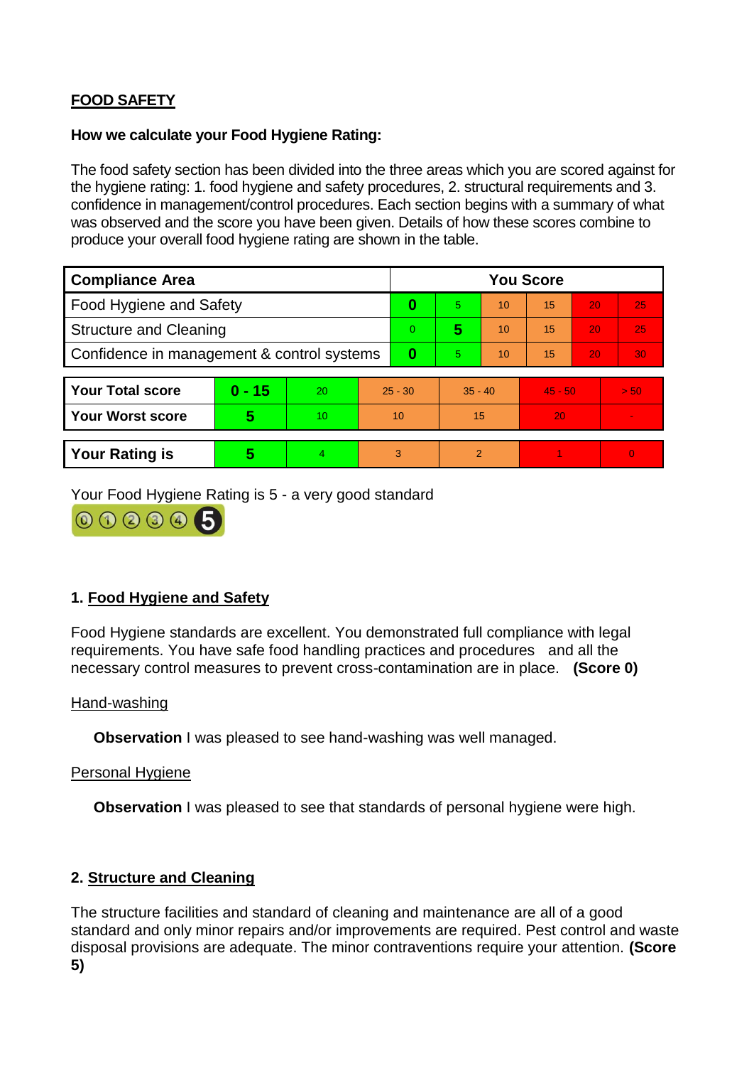**FOOD SAFETY**

**How we calculate your Food Hygiene Rating:**

The food safety section has been divided into the three areas which you are scored against for the hygiene rating: 1. food hygiene and safety procedures, 2. structural requirements and 3. confidence in management/control procedures. Each section begins with a summary of what was observed and the score you have been given. Details of how these scores combine to produce your overall food hygiene rating are shown in the table.

| Compliance Area | You Score | | | | | |
|---|---|---|---|---|---|---|
| Food Hygiene and Safety | **0** | 5 | 10 | 15 | 20 | 25 |
| Structure and Cleaning | 0 | **5** | 10 | 15 | 20 | 25 |
| Confidence in management & control systems | **0** | 5 | 10 | 15 | 20 | 30 |

| | | | | | | |
|---|---|---|---|---|---|---|
| **Your Total score** | **0 - 15** | 20 | 25 - 30 | 35 - 40 | 45 - 50 | > 50 |
| **Your Worst score** | **5** | 10 | 10 | 15 | 20 | - |

| | | | | | | |
|---|---|---|---|---|---|---|
| **Your Rating is** | **5** | 4 | 3 | 2 | 1 | 0 |

Your Food Hygiene Rating is 5 - a very good standard

## 1. Food Hygiene and Safety

Food Hygiene standards are excellent. You demonstrated full compliance with legal requirements. You have safe food handling practices and procedures and all the necessary control measures to prevent cross-contamination are in place. **(Score 0)**

Hand-washing

**Observation** I was pleased to see hand-washing was well managed.

Personal Hygiene

**Observation** I was pleased to see that standards of personal hygiene were high.

## 2. Structure and Cleaning

The structure facilities and standard of cleaning and maintenance are all of a good standard and only minor repairs and/or improvements are required. Pest control and waste disposal provisions are adequate. The minor contraventions require your attention. **(Score 5)**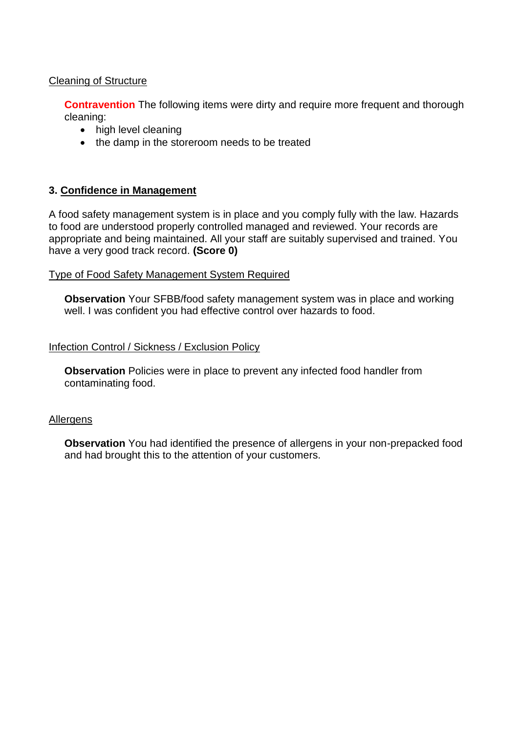Cleaning of Structure

**Contravention** The following items were dirty and require more frequent and thorough cleaning:

- high level cleaning
- the damp in the storeroom needs to be treated

## 3. Confidence in Management

A food safety management system is in place and you comply fully with the law. Hazards to food are understood properly controlled managed and reviewed. Your records are appropriate and being maintained. All your staff are suitably supervised and trained. You have a very good track record. **(Score 0)**

Type of Food Safety Management System Required

**Observation** Your SFBB/food safety management system was in place and working well. I was confident you had effective control over hazards to food.

Infection Control / Sickness / Exclusion Policy

**Observation** Policies were in place to prevent any infected food handler from contaminating food.

Allergens

**Observation** You had identified the presence of allergens in your non-prepacked food and had brought this to the attention of your customers.